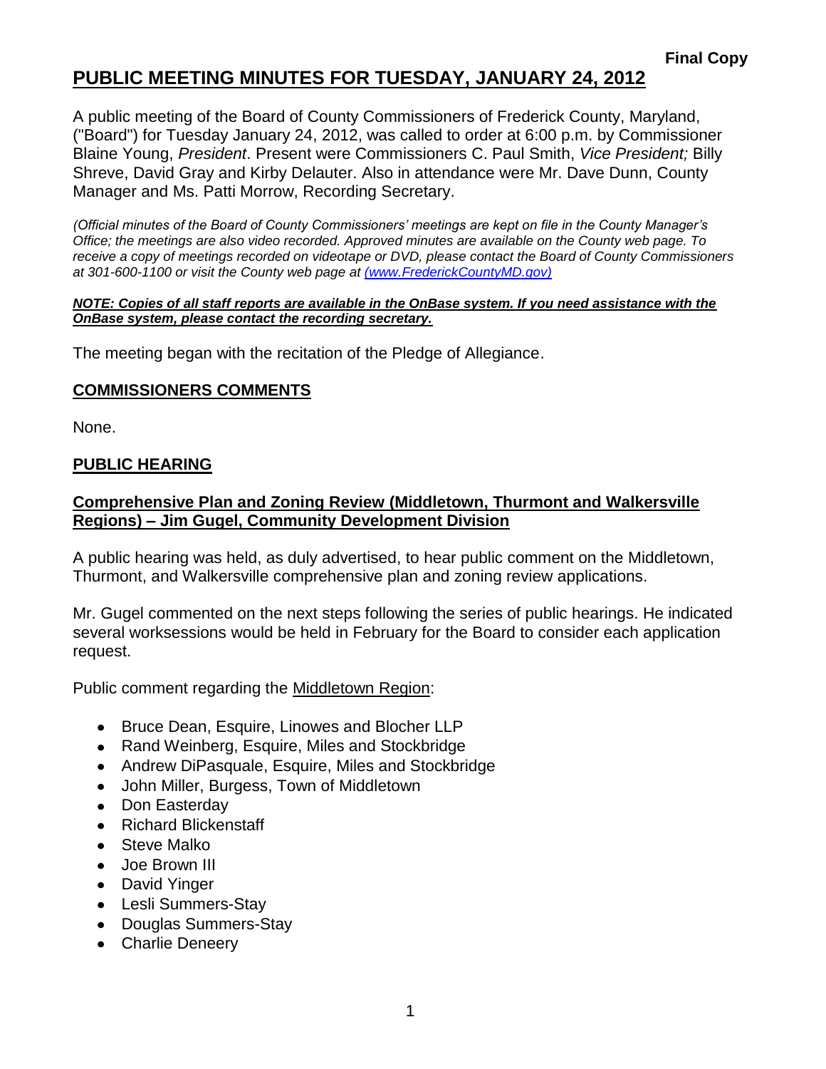**Final Copy**

# PUBLIC MEETING MINUTES FOR TUESDAY, JANUARY 24, 2012

A public meeting of the Board of County Commissioners of Frederick County, Maryland, ("Board") for Tuesday January 24, 2012, was called to order at 6:00 p.m. by Commissioner Blaine Young, *President*. Present were Commissioners C. Paul Smith, *Vice President;* Billy Shreve, David Gray and Kirby Delauter. Also in attendance were Mr. Dave Dunn, County Manager and Ms. Patti Morrow, Recording Secretary.

*(Official minutes of the Board of County Commissioners' meetings are kept on file in the County Manager's Office; the meetings are also video recorded. Approved minutes are available on the County web page. To receive a copy of meetings recorded on videotape or DVD, please contact the Board of County Commissioners at 301-600-1100 or visit the County web page at (www.FrederickCountyMD.gov)*

***NOTE: Copies of all staff reports are available in the OnBase system. If you need assistance with the OnBase system, please contact the recording secretary.***

The meeting began with the recitation of the Pledge of Allegiance.

## COMMISSIONERS COMMENTS

None.

## PUBLIC HEARING

### Comprehensive Plan and Zoning Review (Middletown, Thurmont and Walkersville Regions) – Jim Gugel, Community Development Division

A public hearing was held, as duly advertised, to hear public comment on the Middletown, Thurmont, and Walkersville comprehensive plan and zoning review applications.

Mr. Gugel commented on the next steps following the series of public hearings. He indicated several worksessions would be held in February for the Board to consider each application request.

Public comment regarding the Middletown Region:

- Bruce Dean, Esquire, Linowes and Blocher LLP
- Rand Weinberg, Esquire, Miles and Stockbridge
- Andrew DiPasquale, Esquire, Miles and Stockbridge
- John Miller, Burgess, Town of Middletown
- Don Easterday
- Richard Blickenstaff
- Steve Malko
- Joe Brown III
- David Yinger
- Lesli Summers-Stay
- Douglas Summers-Stay
- Charlie Deneery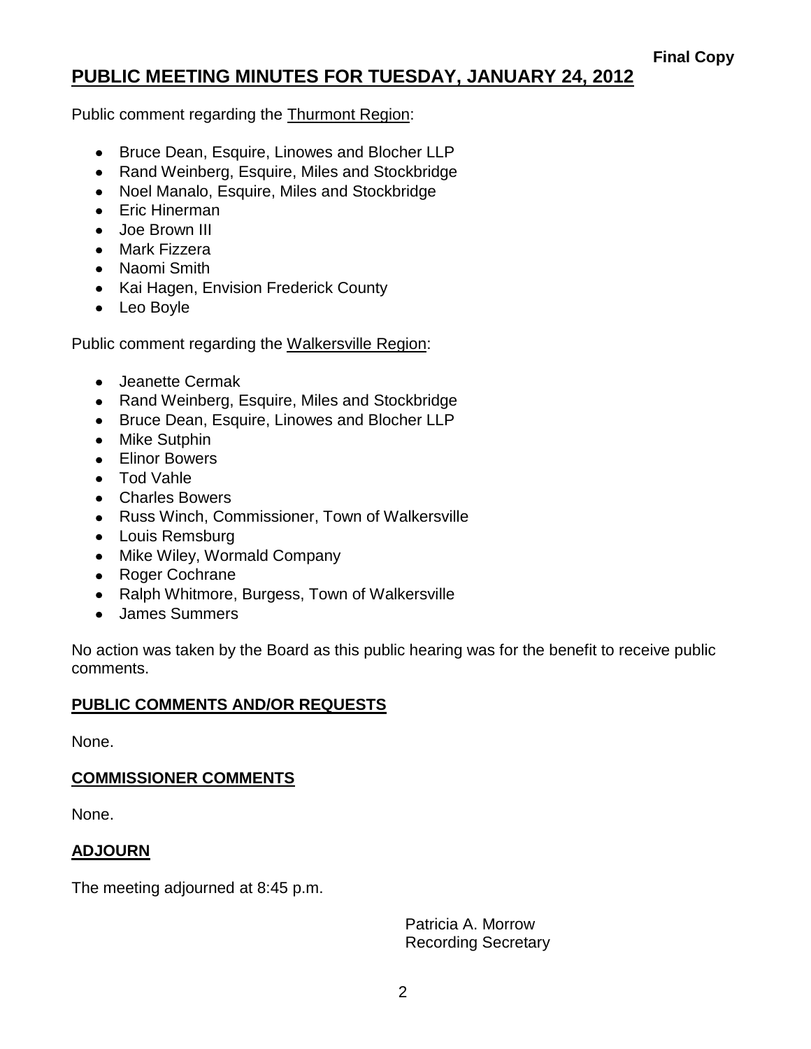**Final Copy**

# PUBLIC MEETING MINUTES FOR TUESDAY, JANUARY 24, 2012

Public comment regarding the Thurmont Region:

- Bruce Dean, Esquire, Linowes and Blocher LLP
- Rand Weinberg, Esquire, Miles and Stockbridge
- Noel Manalo, Esquire, Miles and Stockbridge
- Eric Hinerman
- Joe Brown III
- Mark Fizzera
- Naomi Smith
- Kai Hagen, Envision Frederick County
- Leo Boyle

Public comment regarding the Walkersville Region:

- Jeanette Cermak
- Rand Weinberg, Esquire, Miles and Stockbridge
- Bruce Dean, Esquire, Linowes and Blocher LLP
- Mike Sutphin
- Elinor Bowers
- Tod Vahle
- Charles Bowers
- Russ Winch, Commissioner, Town of Walkersville
- Louis Remsburg
- Mike Wiley, Wormald Company
- Roger Cochrane
- Ralph Whitmore, Burgess, Town of Walkersville
- James Summers

No action was taken by the Board as this public hearing was for the benefit to receive public comments.

## PUBLIC COMMENTS AND/OR REQUESTS

None.

## COMMISSIONER COMMENTS

None.

## ADJOURN

The meeting adjourned at 8:45 p.m.

Patricia A. Morrow
Recording Secretary